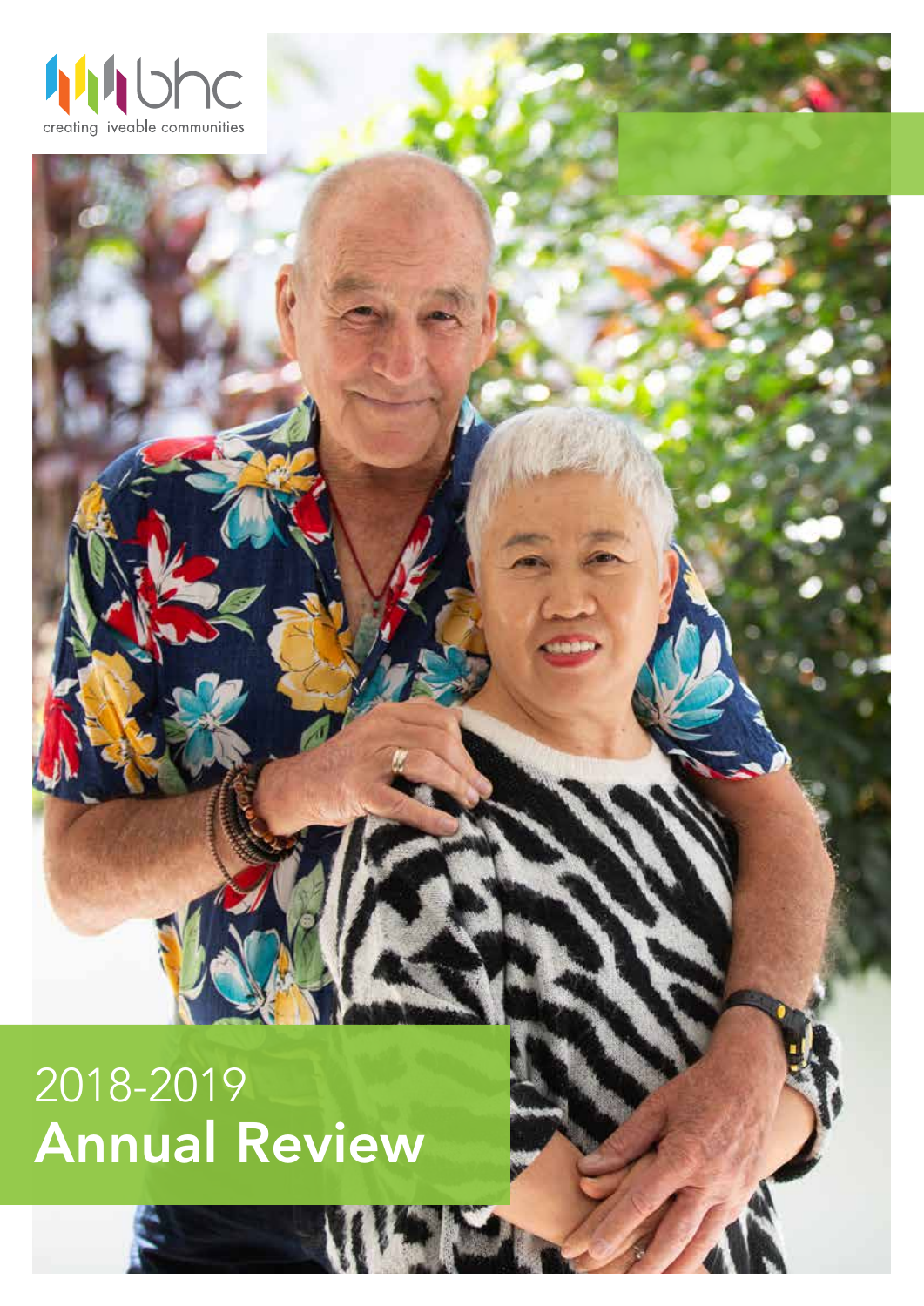bhc

creating liveable communities

# 2018-2019
# Annual Review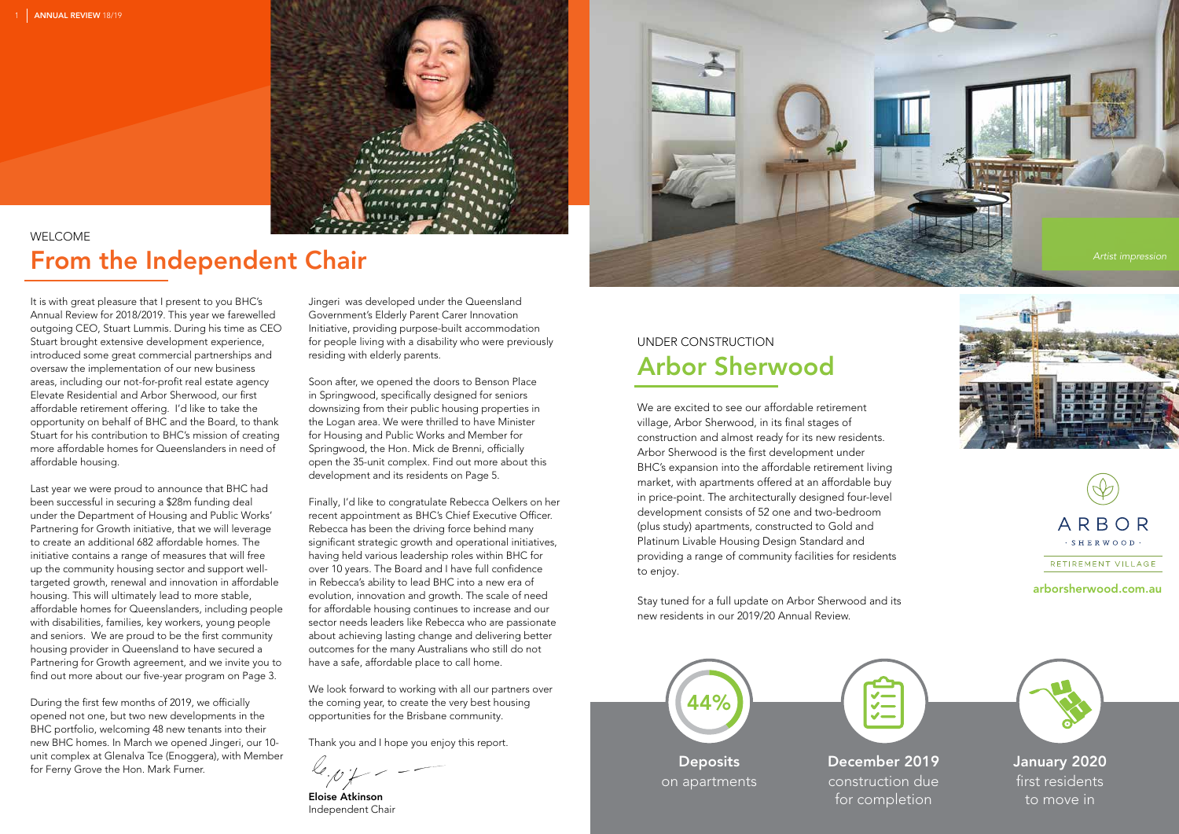WELCOME

# From the Independent Chair

It is with great pleasure that I present to you BHC's Annual Review for 2018/2019. This year we farewelled outgoing CEO, Stuart Lummis. During his time as CEO Stuart brought extensive development experience, introduced some great commercial partnerships and oversaw the implementation of our new business areas, including our not-for-profit real estate agency Elevate Residential and Arbor Sherwood, our first affordable retirement offering. I'd like to take the opportunity on behalf of BHC and the Board, to thank Stuart for his contribution to BHC's mission of creating more affordable homes for Queenslanders in need of affordable housing.

Last year we were proud to announce that BHC had been successful in securing a $28m funding deal under the Department of Housing and Public Works' Partnering for Growth initiative, that we will leverage to create an additional 682 affordable homes. The initiative contains a range of measures that will free up the community housing sector and support well-targeted growth, renewal and innovation in affordable housing. This will ultimately lead to more stable, affordable homes for Queenslanders, including people with disabilities, families, key workers, young people and seniors. We are proud to be the first community housing provider in Queensland to have secured a Partnering for Growth agreement, and we invite you to find out more about our five-year program on Page 3.

During the first few months of 2019, we officially opened not one, but two new developments in the BHC portfolio, welcoming 48 new tenants into their new BHC homes. In March we opened Jingeri, our 10-unit complex at Glenalva Tce (Enoggera), with Member for Ferny Grove the Hon. Mark Furner.

Jingeri was developed under the Queensland Government's Elderly Parent Carer Innovation Initiative, providing purpose-built accommodation for people living with a disability who were previously residing with elderly parents.

Soon after, we opened the doors to Benson Place in Springwood, specifically designed for seniors downsizing from their public housing properties in the Logan area. We were thrilled to have Minister for Housing and Public Works and Member for Springwood, the Hon. Mick de Brenni, officially open the 35-unit complex. Find out more about this development and its residents on Page 5.

Finally, I'd like to congratulate Rebecca Oelkers on her recent appointment as BHC's Chief Executive Officer. Rebecca has been the driving force behind many significant strategic growth and operational initiatives, having held various leadership roles within BHC for over 10 years. The Board and I have full confidence in Rebecca's ability to lead BHC into a new era of evolution, innovation and growth. The scale of need for affordable housing continues to increase and our sector needs leaders like Rebecca who are passionate about achieving lasting change and delivering better outcomes for the many Australians who still do not have a safe, affordable place to call home.

We look forward to working with all our partners over the coming year, to create the very best housing opportunities for the Brisbane community.

Thank you and I hope you enjoy this report.

**Eloise Atkinson**
Independent Chair

*Artist impression*

UNDER CONSTRUCTION

# Arbor Sherwood

We are excited to see our affordable retirement village, Arbor Sherwood, in its final stages of construction and almost ready for its new residents. Arbor Sherwood is the first development under BHC's expansion into the affordable retirement living market, with apartments offered at an affordable buy in price-point. The architecturally designed four-level development consists of 52 one and two-bedroom (plus study) apartments, constructed to Gold and Platinum Livable Housing Design Standard and providing a range of community facilities for residents to enjoy.

Stay tuned for a full update on Arbor Sherwood and its new residents in our 2019/20 Annual Review.

ARBOR · SHERWOOD · RETIREMENT VILLAGE

**arborsherwood.com.au**

44%
**Deposits** on apartments

**December 2019** construction due for completion

**January 2020** first residents to move in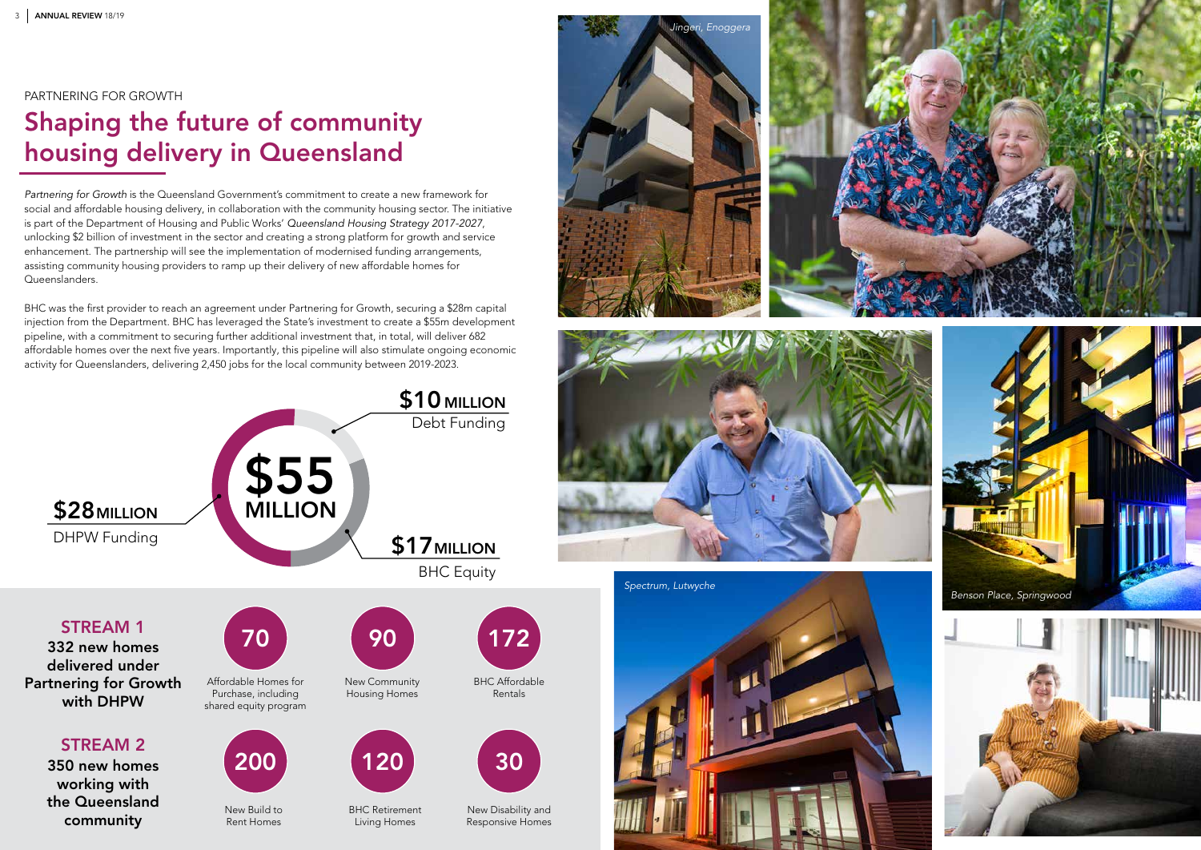PARTNERING FOR GROWTH

# Shaping the future of community housing delivery in Queensland

*Partnering for Growth* is the Queensland Government's commitment to create a new framework for social and affordable housing delivery, in collaboration with the community housing sector. The initiative is part of the Department of Housing and Public Works' *Queensland Housing Strategy 2017-2027*, unlocking $2 billion of investment in the sector and creating a strong platform for growth and service enhancement. The partnership will see the implementation of modernised funding arrangements, assisting community housing providers to ramp up their delivery of new affordable homes for Queenslanders.

BHC was the first provider to reach an agreement under Partnering for Growth, securing a $28m capital injection from the Department. BHC has leveraged the State's investment to create a $55m development pipeline, with a commitment to securing further additional investment that, in total, will deliver 682 affordable homes over the next five years. Importantly, this pipeline will also stimulate ongoing economic activity for Queenslanders, delivering 2,450 jobs for the local community between 2019-2023.

**$55 MILLION**

- **$28 MILLION** DHPW Funding
- **$10 MILLION** Debt Funding
- **$17 MILLION** BHC Equity

## STREAM 1
**332 new homes delivered under Partnering for Growth with DHPW**

- **70** Affordable Homes for Purchase, including shared equity program
- **90** New Community Housing Homes
- **172** BHC Affordable Rentals

## STREAM 2
**350 new homes working with the Queensland community**

- **200** New Build to Rent Homes
- **120** BHC Retirement Living Homes
- **30** New Disability and Responsive Homes

*Jingeri, Enoggera*

*Spectrum, Lutwyche*

*Benson Place, Springwood*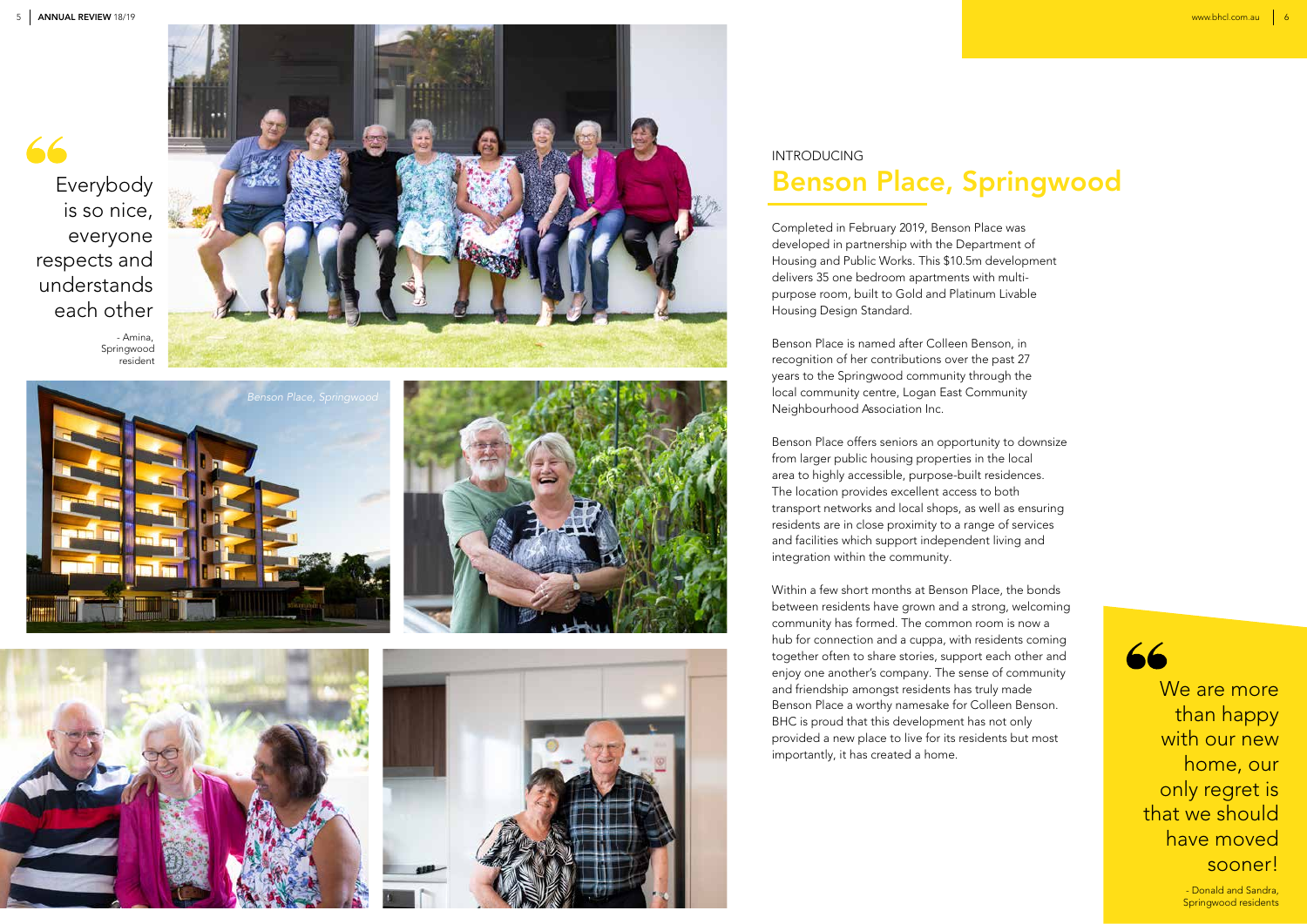> Everybody is so nice, everyone respects and understands each other
>
> - Amina, Springwood resident

*Benson Place, Springwood*

INTRODUCING

# Benson Place, Springwood

Completed in February 2019, Benson Place was developed in partnership with the Department of Housing and Public Works. This $10.5m development delivers 35 one bedroom apartments with multi-purpose room, built to Gold and Platinum Livable Housing Design Standard.

Benson Place is named after Colleen Benson, in recognition of her contributions over the past 27 years to the Springwood community through the local community centre, Logan East Community Neighbourhood Association Inc.

Benson Place offers seniors an opportunity to downsize from larger public housing properties in the local area to highly accessible, purpose-built residences. The location provides excellent access to both transport networks and local shops, as well as ensuring residents are in close proximity to a range of services and facilities which support independent living and integration within the community.

Within a few short months at Benson Place, the bonds between residents have grown and a strong, welcoming community has formed. The common room is now a hub for connection and a cuppa, with residents coming together often to share stories, support each other and enjoy one another's company. The sense of community and friendship amongst residents has truly made Benson Place a worthy namesake for Colleen Benson. BHC is proud that this development has not only provided a new place to live for its residents but most importantly, it has created a home.

> We are more than happy with our new home, our only regret is that we should have moved sooner!
>
> - Donald and Sandra, Springwood residents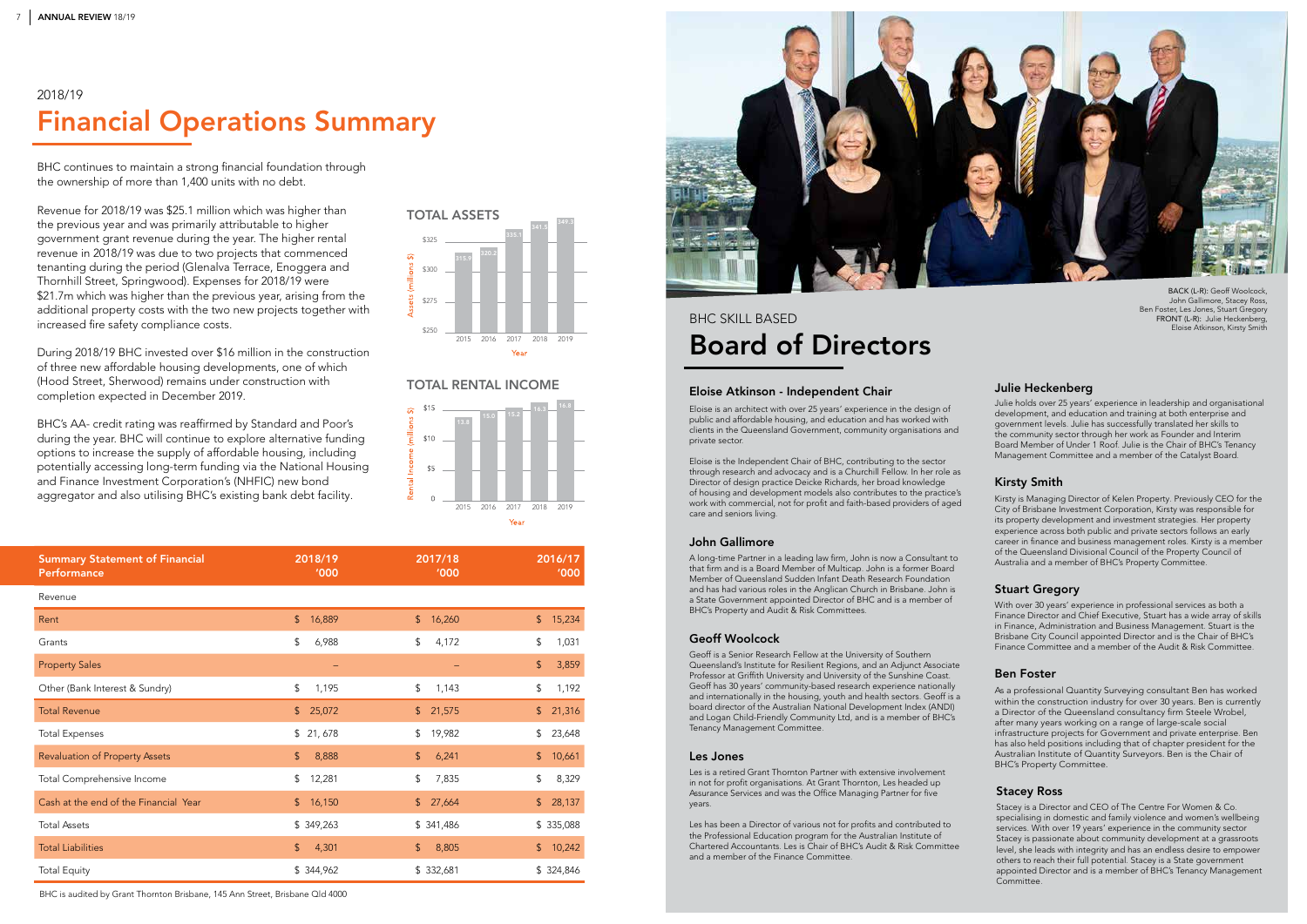2018/19

# Financial Operations Summary

BHC continues to maintain a strong financial foundation through the ownership of more than 1,400 units with no debt.

Revenue for 2018/19 was $25.1 million which was higher than the previous year and was primarily attributable to higher government grant revenue during the year. The higher rental revenue in 2018/19 was due to two projects that commenced tenanting during the period (Glenalva Terrace, Enoggera and Thornhill Street, Springwood). Expenses for 2018/19 were $21.7m which was higher than the previous year, arising from the additional property costs with the two new projects together with increased fire safety compliance costs.

During 2018/19 BHC invested over $16 million in the construction of three new affordable housing developments, one of which (Hood Street, Sherwood) remains under construction with completion expected in December 2019.

BHC's AA- credit rating was reaffirmed by Standard and Poor's during the year. BHC will continue to explore alternative funding options to increase the supply of affordable housing, including potentially accessing long-term funding via the National Housing and Finance Investment Corporation's (NHFIC) new bond aggregator and also utilising BHC's existing bank debt facility.

**TOTAL ASSETS**

| Year | Assets (millions $) |
|---|---|
| 2015 | 315.9 |
| 2016 | 320.2 |
| 2017 | 335.1 |
| 2018 | 341.5 |
| 2019 | 349.3 |

**TOTAL RENTAL INCOME**

| Year | Rental Income (millions $) |
|---|---|
| 2015 | 13.8 |
| 2016 | 15.0 |
| 2017 | 15.2 |
| 2018 | 16.3 |
| 2019 | 16.9 |

| Summary Statement of Financial Performance | 2018/19 '000 | 2017/18 '000 | 2016/17 '000 |
|---|---|---|---|
| Revenue | | | |
| Rent | $ 16,889 | $ 16,260 | $ 15,234 |
| Grants | $ 6,988 | $ 4,172 | $ 1,031 |
| Property Sales | – | – | $ 3,859 |
| Other (Bank Interest & Sundry) | $ 1,195 | $ 1,143 | $ 1,192 |
| Total Revenue | $ 25,072 | $ 21,575 | $ 21,316 |
| Total Expenses | $ 21, 678 | $ 19,982 | $ 23,648 |
| Revaluation of Property Assets | $ 8,888 | $ 6,241 | $ 10,661 |
| Total Comprehensive Income | $ 12,281 | $ 7,835 | $ 8,329 |
| Cash at the end of the Financial Year | $ 16,150 | $ 27,664 | $ 28,137 |
| Total Assets | $ 349,263 | $ 341,486 | $ 335,088 |
| Total Liabilities | $ 4,301 | $ 8,805 | $ 10,242 |
| Total Equity | $ 344,962 | $ 332,681 | $ 324,846 |

BHC is audited by Grant Thornton Brisbane, 145 Ann Street, Brisbane Qld 4000

BACK (L-R): Geoff Woolcock, John Gallimore, Stacey Ross, Ben Foster, Les Jones, Stuart Gregory
FRONT (L-R): Julie Heckenberg, Eloise Atkinson, Kirsty Smith

BHC SKILL BASED

# Board of Directors

### Eloise Atkinson - Independent Chair

Eloise is an architect with over 25 years' experience in the design of public and affordable housing, and education and has worked with clients in the Queensland Government, community organisations and private sector.

Eloise is the Independent Chair of BHC, contributing to the sector through research and advocacy and is a Churchill Fellow. In her role as Director of design practice Deicke Richards, her broad knowledge of housing and development models also contributes to the practice's work with commercial, not for profit and faith-based providers of aged care and seniors living.

### John Gallimore

A long-time Partner in a leading law firm, John is now a Consultant to that firm and is a Board Member of Multicap. John is a former Board Member of Queensland Sudden Infant Death Research Foundation and has had various roles in the Anglican Church in Brisbane. John is a State Government appointed Director of BHC and is a member of BHC's Property and Audit & Risk Committees.

### Geoff Woolcock

Geoff is a Senior Research Fellow at the University of Southern Queensland's Institute for Resilient Regions, and an Adjunct Associate Professor at Griffith University and University of the Sunshine Coast. Geoff has 30 years' community-based research experience nationally and internationally in the housing, youth and health sectors. Geoff is a board director of the Australian National Development Index (ANDI) and Logan Child-Friendly Community Ltd, and is a member of BHC's Tenancy Management Committee.

### Les Jones

Les is a retired Grant Thornton Partner with extensive involvement in not for profit organisations. At Grant Thornton, Les headed up Assurance Services and was the Office Managing Partner for five years.

Les has been a Director of various not for profits and contributed to the Professional Education program for the Australian Institute of Chartered Accountants. Les is Chair of BHC's Audit & Risk Committee and a member of the Finance Committee.

### Julie Heckenberg

Julie holds over 25 years' experience in leadership and organisational development, and education and training at both enterprise and government levels. Julie has successfully translated her skills to the community sector through her work as Founder and Interim Board Member of Under 1 Roof. Julie is the Chair of BHC's Tenancy Management Committee and a member of the Catalyst Board.

### Kirsty Smith

Kirsty is Managing Director of Kelen Property. Previously CEO for the City of Brisbane Investment Corporation, Kirsty was responsible for its property development and investment strategies. Her property experience across both public and private sectors follows an early career in finance and business management roles. Kirsty is a member of the Queensland Divisional Council of the Property Council of Australia and a member of BHC's Property Committee.

### Stuart Gregory

With over 30 years' experience in professional services as both a Finance Director and Chief Executive, Stuart has a wide array of skills in Finance, Administration and Business Management. Stuart is the Brisbane City Council appointed Director and is the Chair of BHC's Finance Committee and a member of the Audit & Risk Committee.

### Ben Foster

As a professional Quantity Surveying consultant Ben has worked within the construction industry for over 30 years. Ben is currently a Director of the Queensland consultancy firm Steele Wrobel, after many years working on a range of large-scale social infrastructure projects for Government and private enterprise. Ben has also held positions including that of chapter president for the Australian Institute of Quantity Surveyors. Ben is the Chair of BHC's Property Committee.

### Stacey Ross

Stacey is a Director and CEO of The Centre For Women & Co. specialising in domestic and family violence and women's wellbeing services. With over 19 years' experience in the community sector Stacey is passionate about community development at a grassroots level, she leads with integrity and has an endless desire to empower others to reach their full potential. Stacey is a State government appointed Director and is a member of BHC's Tenancy Management Committee.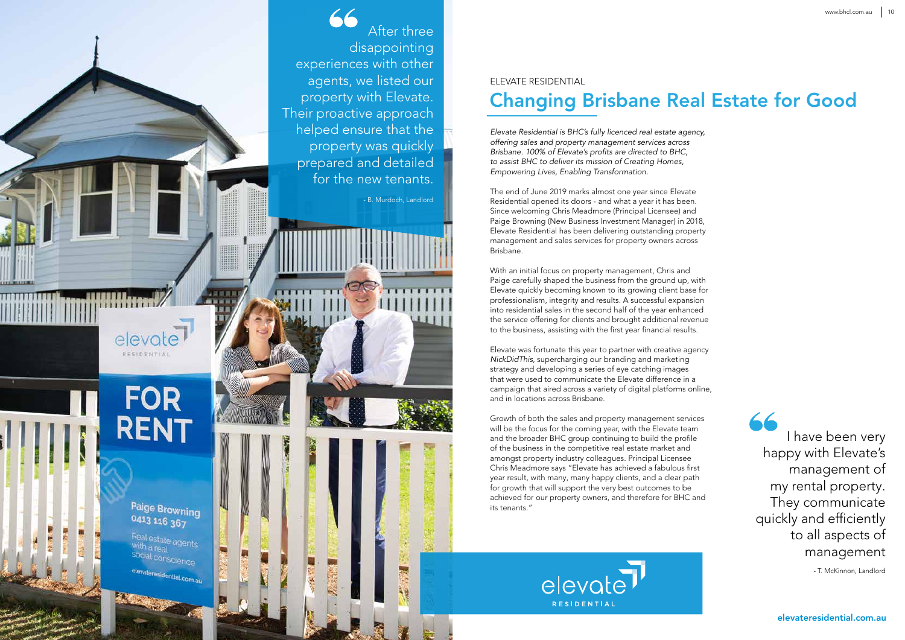> After three disappointing experiences with other agents, we listed our property with Elevate. Their proactive approach helped ensure that the property was quickly prepared and detailed for the new tenants.
>
> - B. Murdoch, Landlord

ELEVATE RESIDENTIAL

# Changing Brisbane Real Estate for Good

*Elevate Residential is BHC's fully licenced real estate agency, offering sales and property management services across Brisbane. 100% of Elevate's profits are directed to BHC, to assist BHC to deliver its mission of Creating Homes, Empowering Lives, Enabling Transformation.*

The end of June 2019 marks almost one year since Elevate Residential opened its doors - and what a year it has been. Since welcoming Chris Meadmore (Principal Licensee) and Paige Browning (New Business Investment Manager) in 2018, Elevate Residential has been delivering outstanding property management and sales services for property owners across Brisbane.

With an initial focus on property management, Chris and Paige carefully shaped the business from the ground up, with Elevate quickly becoming known to its growing client base for professionalism, integrity and results. A successful expansion into residential sales in the second half of the year enhanced the service offering for clients and brought additional revenue to the business, assisting with the first year financial results.

Elevate was fortunate this year to partner with creative agency *NickDidThis*, supercharging our branding and marketing strategy and developing a series of eye catching images that were used to communicate the Elevate difference in a campaign that aired across a variety of digital platforms online, and in locations across Brisbane.

Growth of both the sales and property management services will be the focus for the coming year, with the Elevate team and the broader BHC group continuing to build the profile of the business in the competitive real estate market and amongst property industry colleagues. Principal Licensee Chris Meadmore says "Elevate has achieved a fabulous first year result, with many, many happy clients, and a clear path for growth that will support the very best outcomes to be achieved for our property owners, and therefore for BHC and its tenants."

> I have been very happy with Elevate's management of my rental property. They communicate quickly and efficiently to all aspects of management
>
> - T. McKinnon, Landlord

elevate RESIDENTIAL

elevateresidential.com.au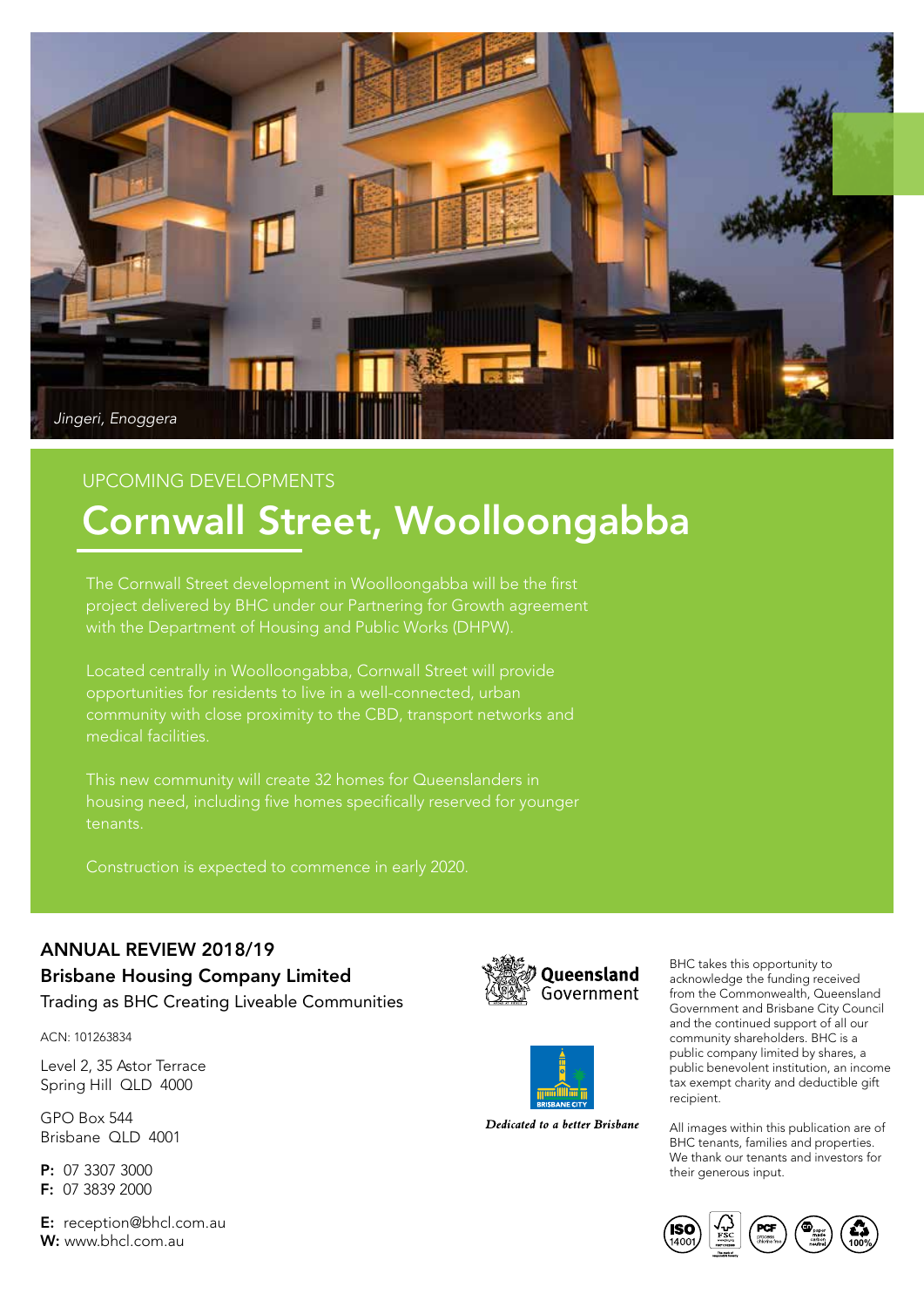*Jingeri, Enoggera*

UPCOMING DEVELOPMENTS

# Cornwall Street, Woolloongabba

The Cornwall Street development in Woolloongabba will be the first project delivered by BHC under our Partnering for Growth agreement with the Department of Housing and Public Works (DHPW).

Located centrally in Woolloongabba, Cornwall Street will provide opportunities for residents to live in a well-connected, urban community with close proximity to the CBD, transport networks and medical facilities.

This new community will create 32 homes for Queenslanders in housing need, including five homes specifically reserved for younger tenants.

Construction is expected to commence in early 2020.

**ANNUAL REVIEW 2018/19**

**Brisbane Housing Company Limited**

Trading as BHC Creating Liveable Communities

ACN: 101263834

Level 2, 35 Astor Terrace
Spring Hill QLD 4000

GPO Box 544
Brisbane QLD 4001

**P:** 07 3307 3000
**F:** 07 3839 2000

**E:** reception@bhcl.com.au
**W:** www.bhcl.com.au

Queensland Government

BRISBANE CITY

*Dedicated to a better Brisbane*

BHC takes this opportunity to acknowledge the funding received from the Commonwealth, Queensland Government and Brisbane City Council and the continued support of all our community shareholders. BHC is a public company limited by shares, a public benevolent institution, an income tax exempt charity and deductible gift recipient.

All images within this publication are of BHC tenants, families and properties. We thank our tenants and investors for their generous input.